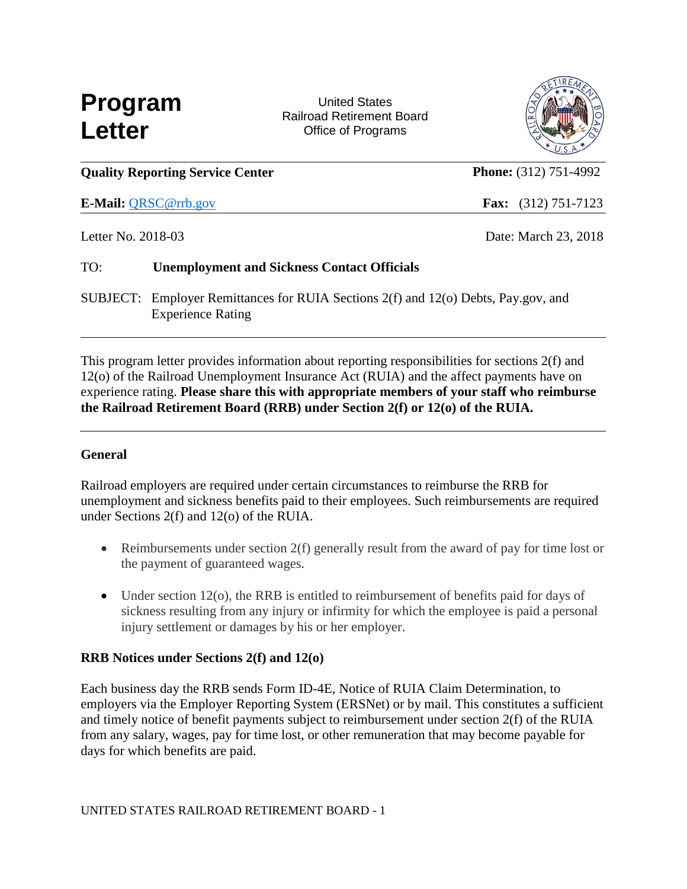# Program Letter

United States
Railroad Retirement Board
Office of Programs

**Quality Reporting Service Center** | **Phone:** (312) 751-4992

**E-Mail:** QRSC@rrb.gov | **Fax:** (312) 751-7123

Letter No. 2018-03

Date: March 23, 2018

TO: **Unemployment and Sickness Contact Officials**

SUBJECT: Employer Remittances for RUIA Sections 2(f) and 12(o) Debts, Pay.gov, and Experience Rating

---

This program letter provides information about reporting responsibilities for sections 2(f) and 12(o) of the Railroad Unemployment Insurance Act (RUIA) and the affect payments have on experience rating. **Please share this with appropriate members of your staff who reimburse the Railroad Retirement Board (RRB) under Section 2(f) or 12(o) of the RUIA.**

---

## General

Railroad employers are required under certain circumstances to reimburse the RRB for unemployment and sickness benefits paid to their employees. Such reimbursements are required under Sections 2(f) and 12(o) of the RUIA.

- Reimbursements under section 2(f) generally result from the award of pay for time lost or the payment of guaranteed wages.
- Under section 12(o), the RRB is entitled to reimbursement of benefits paid for days of sickness resulting from any injury or infirmity for which the employee is paid a personal injury settlement or damages by his or her employer.

## RRB Notices under Sections 2(f) and 12(o)

Each business day the RRB sends Form ID-4E, Notice of RUIA Claim Determination, to employers via the Employer Reporting System (ERSNet) or by mail. This constitutes a sufficient and timely notice of benefit payments subject to reimbursement under section 2(f) of the RUIA from any salary, wages, pay for time lost, or other remuneration that may become payable for days for which benefits are paid.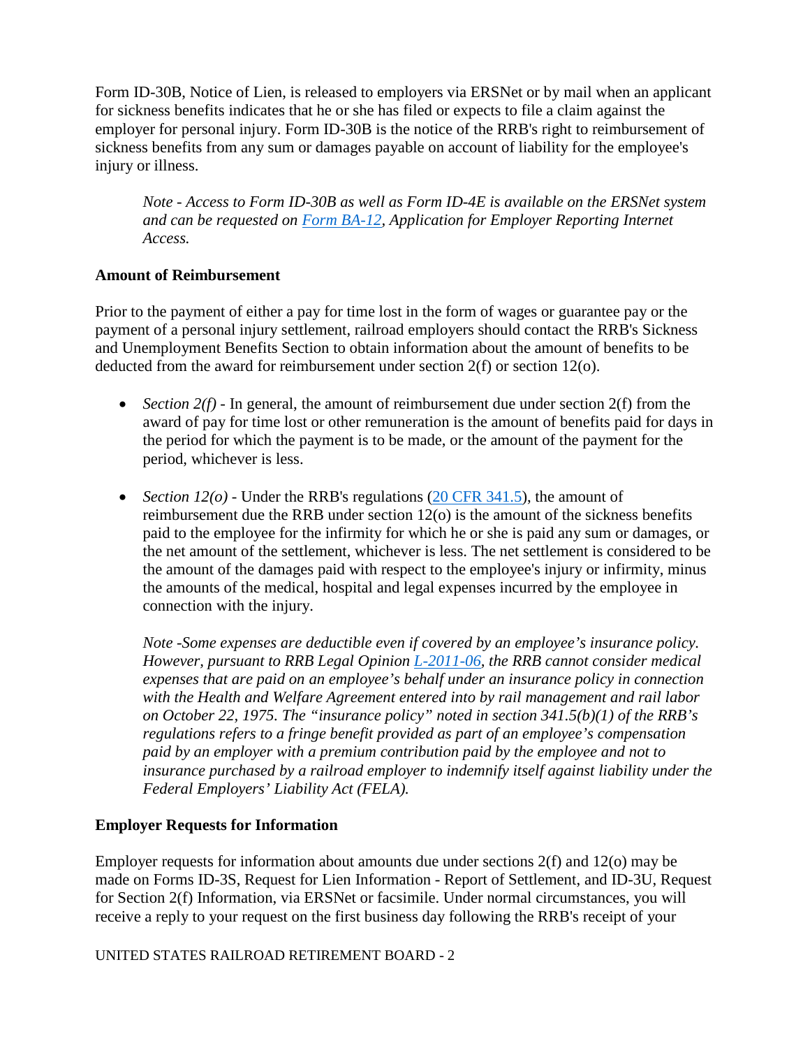Form ID-30B, Notice of Lien, is released to employers via ERSNet or by mail when an applicant for sickness benefits indicates that he or she has filed or expects to file a claim against the employer for personal injury. Form ID-30B is the notice of the RRB's right to reimbursement of sickness benefits from any sum or damages payable on account of liability for the employee's injury or illness.

> *Note - Access to Form ID-30B as well as Form ID-4E is available on the ERSNet system and can be requested on [Form BA-12](), Application for Employer Reporting Internet Access.*

**Amount of Reimbursement**

Prior to the payment of either a pay for time lost in the form of wages or guarantee pay or the payment of a personal injury settlement, railroad employers should contact the RRB's Sickness and Unemployment Benefits Section to obtain information about the amount of benefits to be deducted from the award for reimbursement under section 2(f) or section 12(o).

- *Section 2(f)* - In general, the amount of reimbursement due under section 2(f) from the award of pay for time lost or other remuneration is the amount of benefits paid for days in the period for which the payment is to be made, or the amount of the payment for the period, whichever is less.

- *Section 12(o)* - Under the RRB's regulations ([20 CFR 341.5]()), the amount of reimbursement due the RRB under section 12(o) is the amount of the sickness benefits paid to the employee for the infirmity for which he or she is paid any sum or damages, or the net amount of the settlement, whichever is less. The net settlement is considered to be the amount of the damages paid with respect to the employee's injury or infirmity, minus the amounts of the medical, hospital and legal expenses incurred by the employee in connection with the injury.

  *Note -Some expenses are deductible even if covered by an employee's insurance policy. However, pursuant to RRB Legal Opinion [L-2011-06](), the RRB cannot consider medical expenses that are paid on an employee's behalf under an insurance policy in connection with the Health and Welfare Agreement entered into by rail management and rail labor on October 22, 1975. The "insurance policy" noted in section 341.5(b)(1) of the RRB's regulations refers to a fringe benefit provided as part of an employee's compensation paid by an employer with a premium contribution paid by the employee and not to insurance purchased by a railroad employer to indemnify itself against liability under the Federal Employers' Liability Act (FELA).*

**Employer Requests for Information**

Employer requests for information about amounts due under sections 2(f) and 12(o) may be made on Forms ID-3S, Request for Lien Information - Report of Settlement, and ID-3U, Request for Section 2(f) Information, via ERSNet or facsimile. Under normal circumstances, you will receive a reply to your request on the first business day following the RRB's receipt of your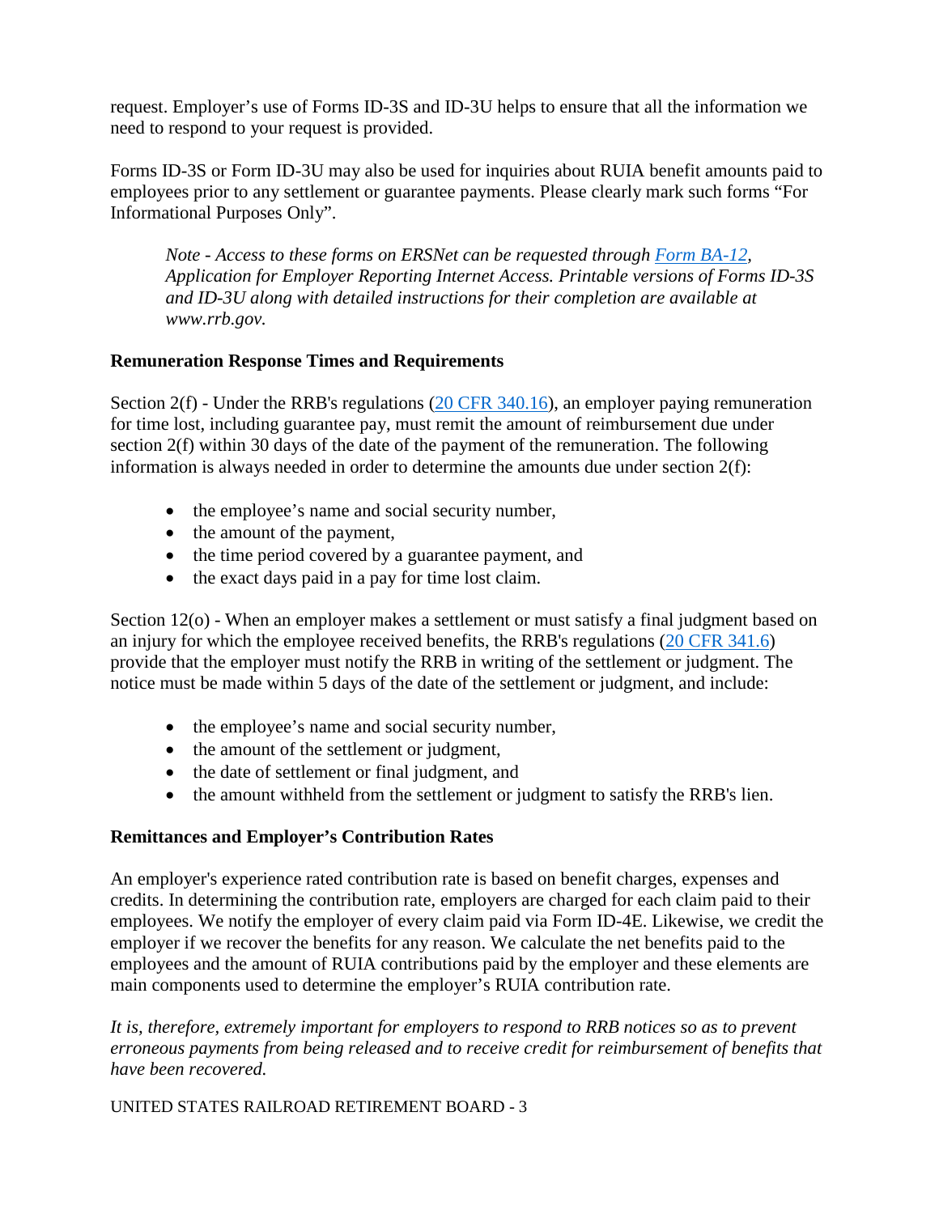request. Employer's use of Forms ID-3S and ID-3U helps to ensure that all the information we need to respond to your request is provided.

Forms ID-3S or Form ID-3U may also be used for inquiries about RUIA benefit amounts paid to employees prior to any settlement or guarantee payments. Please clearly mark such forms "For Informational Purposes Only".

> *Note - Access to these forms on ERSNet can be requested through [Form BA-12](), Application for Employer Reporting Internet Access. Printable versions of Forms ID-3S and ID-3U along with detailed instructions for their completion are available at www.rrb.gov.*

**Remuneration Response Times and Requirements**

Section 2(f) - Under the RRB's regulations ([20 CFR 340.16]()), an employer paying remuneration for time lost, including guarantee pay, must remit the amount of reimbursement due under section 2(f) within 30 days of the date of the payment of the remuneration. The following information is always needed in order to determine the amounts due under section 2(f):

- the employee's name and social security number,
- the amount of the payment,
- the time period covered by a guarantee payment, and
- the exact days paid in a pay for time lost claim.

Section 12(o) - When an employer makes a settlement or must satisfy a final judgment based on an injury for which the employee received benefits, the RRB's regulations ([20 CFR 341.6]()) provide that the employer must notify the RRB in writing of the settlement or judgment. The notice must be made within 5 days of the date of the settlement or judgment, and include:

- the employee's name and social security number,
- the amount of the settlement or judgment,
- the date of settlement or final judgment, and
- the amount withheld from the settlement or judgment to satisfy the RRB's lien.

**Remittances and Employer's Contribution Rates**

An employer's experience rated contribution rate is based on benefit charges, expenses and credits. In determining the contribution rate, employers are charged for each claim paid to their employees. We notify the employer of every claim paid via Form ID-4E. Likewise, we credit the employer if we recover the benefits for any reason. We calculate the net benefits paid to the employees and the amount of RUIA contributions paid by the employer and these elements are main components used to determine the employer's RUIA contribution rate.

*It is, therefore, extremely important for employers to respond to RRB notices so as to prevent erroneous payments from being released and to receive credit for reimbursement of benefits that have been recovered.*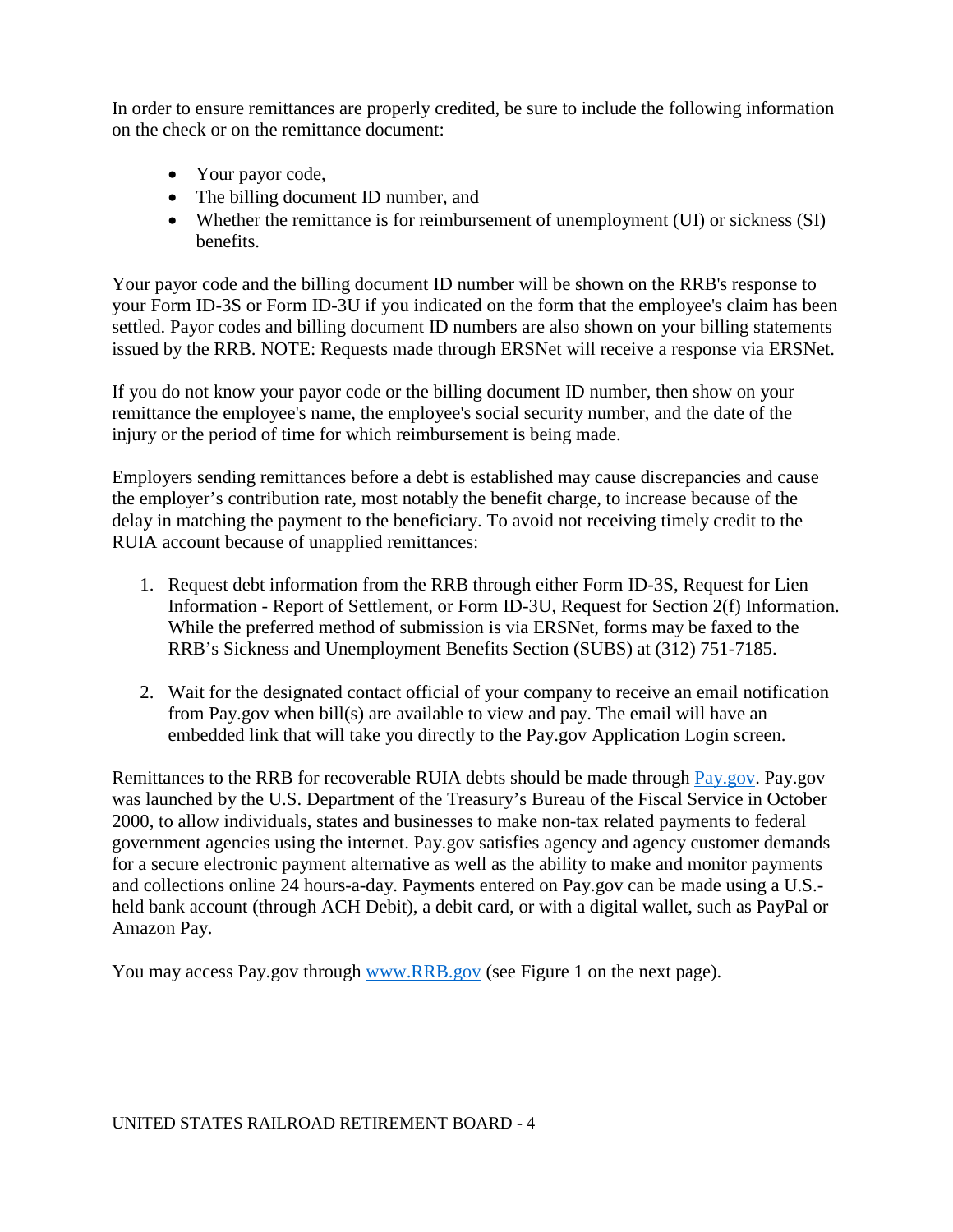In order to ensure remittances are properly credited, be sure to include the following information on the check or on the remittance document:

- Your payor code,
- The billing document ID number, and
- Whether the remittance is for reimbursement of unemployment (UI) or sickness (SI) benefits.

Your payor code and the billing document ID number will be shown on the RRB's response to your Form ID-3S or Form ID-3U if you indicated on the form that the employee's claim has been settled. Payor codes and billing document ID numbers are also shown on your billing statements issued by the RRB. NOTE: Requests made through ERSNet will receive a response via ERSNet.

If you do not know your payor code or the billing document ID number, then show on your remittance the employee's name, the employee's social security number, and the date of the injury or the period of time for which reimbursement is being made.

Employers sending remittances before a debt is established may cause discrepancies and cause the employer's contribution rate, most notably the benefit charge, to increase because of the delay in matching the payment to the beneficiary. To avoid not receiving timely credit to the RUIA account because of unapplied remittances:

1. Request debt information from the RRB through either Form ID-3S, Request for Lien Information - Report of Settlement, or Form ID-3U, Request for Section 2(f) Information. While the preferred method of submission is via ERSNet, forms may be faxed to the RRB's Sickness and Unemployment Benefits Section (SUBS) at (312) 751-7185.

2. Wait for the designated contact official of your company to receive an email notification from Pay.gov when bill(s) are available to view and pay. The email will have an embedded link that will take you directly to the Pay.gov Application Login screen.

Remittances to the RRB for recoverable RUIA debts should be made through Pay.gov. Pay.gov was launched by the U.S. Department of the Treasury's Bureau of the Fiscal Service in October 2000, to allow individuals, states and businesses to make non-tax related payments to federal government agencies using the internet. Pay.gov satisfies agency and agency customer demands for a secure electronic payment alternative as well as the ability to make and monitor payments and collections online 24 hours-a-day. Payments entered on Pay.gov can be made using a U.S.-held bank account (through ACH Debit), a debit card, or with a digital wallet, such as PayPal or Amazon Pay.

You may access Pay.gov through www.RRB.gov (see Figure 1 on the next page).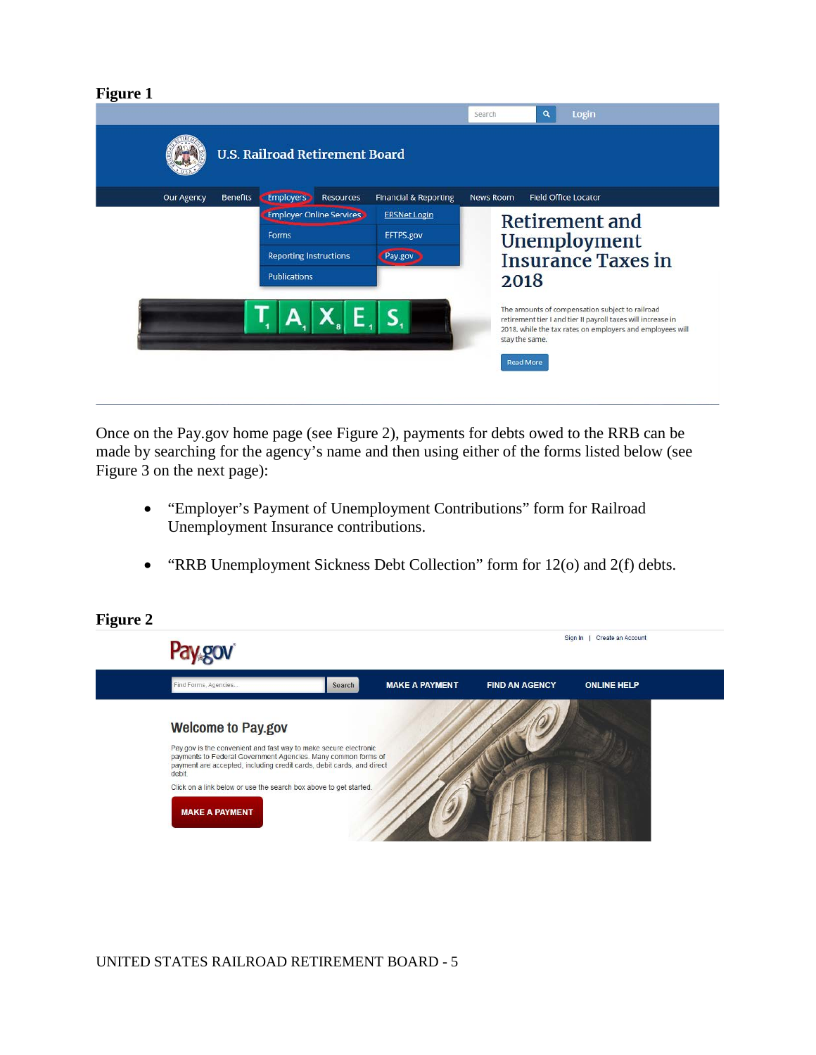**Figure 1**

Once on the Pay.gov home page (see Figure 2), payments for debts owed to the RRB can be made by searching for the agency's name and then using either of the forms listed below (see Figure 3 on the next page):

- "Employer's Payment of Unemployment Contributions" form for Railroad Unemployment Insurance contributions.
- "RRB Unemployment Sickness Debt Collection" form for 12(o) and 2(f) debts.

**Figure 2**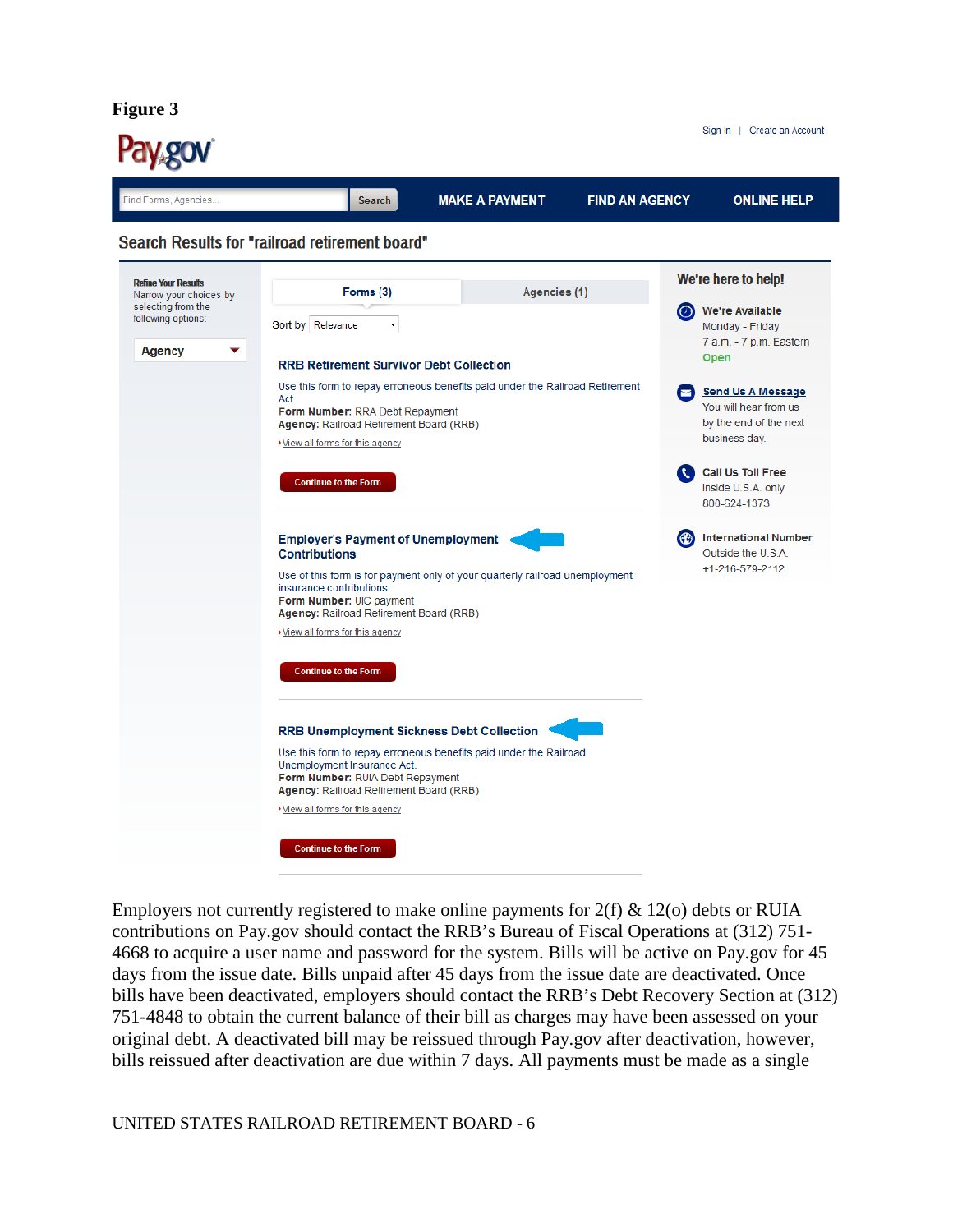**Figure 3**

Pay.gov

Sign in | Create an Account

Find Forms, Agencies... Search | MAKE A PAYMENT | FIND AN AGENCY | ONLINE HELP

## Search Results for "railroad retirement board"

**Refine Your Results**
Narrow your choices by selecting from the following options.

Agency

Forms (3) | Agencies (1)

Sort by Relevance

**RRB Retirement Survivor Debt Collection**

Use this form to repay erroneous benefits paid under the Railroad Retirement Act.
**Form Number:** RRA Debt Repayment
**Agency:** Railroad Retirement Board (RRB)
View all forms for this agency

Continue to the Form

**Employer's Payment of Unemployment Contributions**

Use of this form is for payment only of your quarterly railroad unemployment insurance contributions.
**Form Number:** UIC payment
**Agency:** Railroad Retirement Board (RRB)
View all forms for this agency

Continue to the Form

**RRB Unemployment Sickness Debt Collection**

Use this form to repay erroneous benefits paid under the Railroad Unemployment Insurance Act.
**Form Number:** RUIA Debt Repayment
**Agency:** Railroad Retirement Board (RRB)
View all forms for this agency

Continue to the Form

**We're here to help!**

**We're Available**
Monday - Friday
7 a.m. - 7 p.m. Eastern
Open

**Send Us A Message**
You will hear from us by the end of the next business day.

**Call Us Toll Free**
Inside U.S.A. only
800-624-1373

**International Number**
Outside the U.S.A.
+1-216-579-2112

Employers not currently registered to make online payments for 2(f) & 12(o) debts or RUIA contributions on Pay.gov should contact the RRB's Bureau of Fiscal Operations at (312) 751-4668 to acquire a user name and password for the system. Bills will be active on Pay.gov for 45 days from the issue date. Bills unpaid after 45 days from the issue date are deactivated. Once bills have been deactivated, employers should contact the RRB's Debt Recovery Section at (312) 751-4848 to obtain the current balance of their bill as charges may have been assessed on your original debt. A deactivated bill may be reissued through Pay.gov after deactivation, however, bills reissued after deactivation are due within 7 days. All payments must be made as a single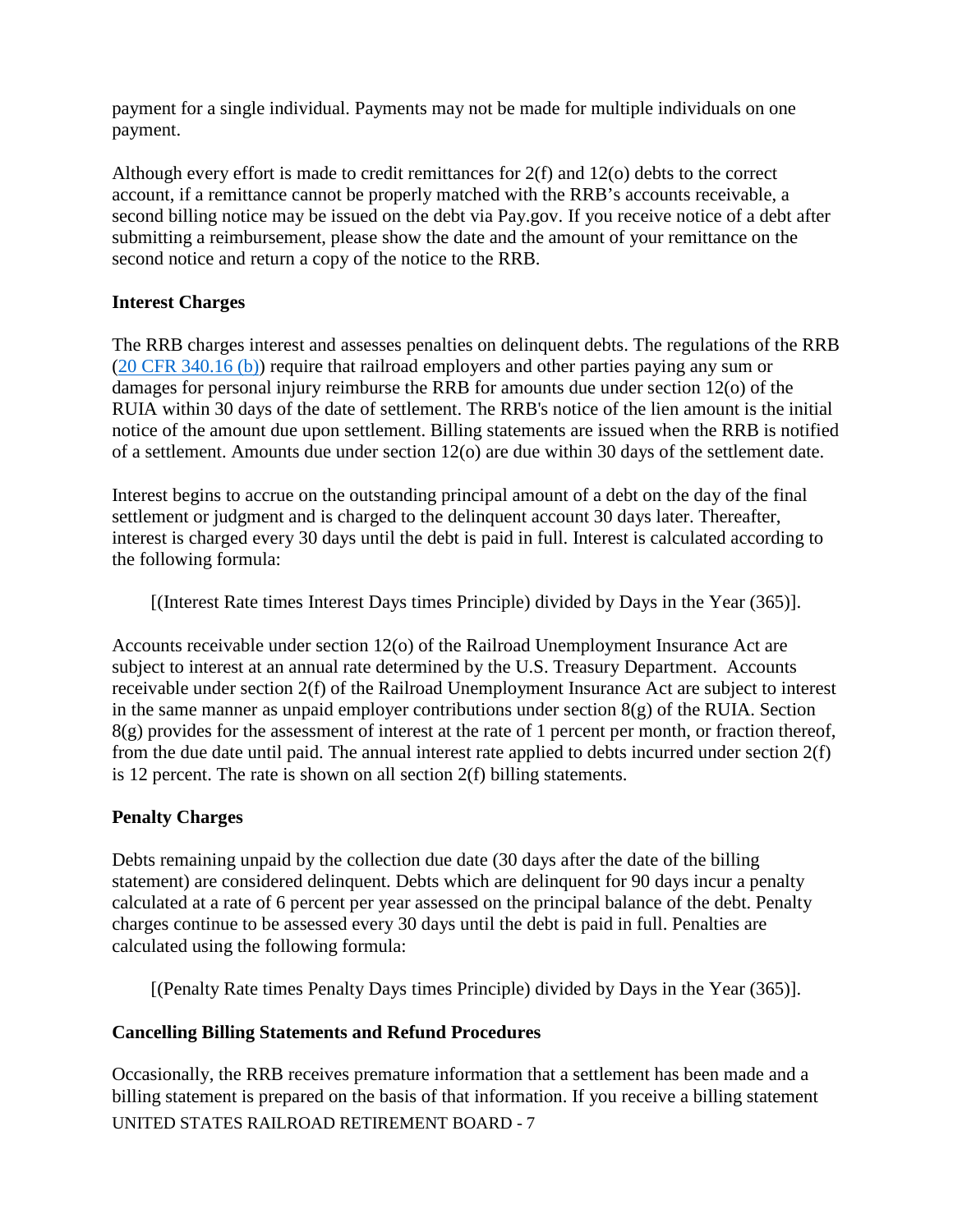payment for a single individual. Payments may not be made for multiple individuals on one payment.

Although every effort is made to credit remittances for 2(f) and 12(o) debts to the correct account, if a remittance cannot be properly matched with the RRB's accounts receivable, a second billing notice may be issued on the debt via Pay.gov. If you receive notice of a debt after submitting a reimbursement, please show the date and the amount of your remittance on the second notice and return a copy of the notice to the RRB.

**Interest Charges**

The RRB charges interest and assesses penalties on delinquent debts. The regulations of the RRB ([20 CFR 340.16 (b)]) require that railroad employers and other parties paying any sum or damages for personal injury reimburse the RRB for amounts due under section 12(o) of the RUIA within 30 days of the date of settlement. The RRB's notice of the lien amount is the initial notice of the amount due upon settlement. Billing statements are issued when the RRB is notified of a settlement. Amounts due under section 12(o) are due within 30 days of the settlement date.

Interest begins to accrue on the outstanding principal amount of a debt on the day of the final settlement or judgment and is charged to the delinquent account 30 days later. Thereafter, interest is charged every 30 days until the debt is paid in full. Interest is calculated according to the following formula:

[(Interest Rate times Interest Days times Principle) divided by Days in the Year (365)].

Accounts receivable under section 12(o) of the Railroad Unemployment Insurance Act are subject to interest at an annual rate determined by the U.S. Treasury Department. Accounts receivable under section 2(f) of the Railroad Unemployment Insurance Act are subject to interest in the same manner as unpaid employer contributions under section 8(g) of the RUIA. Section 8(g) provides for the assessment of interest at the rate of 1 percent per month, or fraction thereof, from the due date until paid. The annual interest rate applied to debts incurred under section 2(f) is 12 percent. The rate is shown on all section 2(f) billing statements.

**Penalty Charges**

Debts remaining unpaid by the collection due date (30 days after the date of the billing statement) are considered delinquent. Debts which are delinquent for 90 days incur a penalty calculated at a rate of 6 percent per year assessed on the principal balance of the debt. Penalty charges continue to be assessed every 30 days until the debt is paid in full. Penalties are calculated using the following formula:

[(Penalty Rate times Penalty Days times Principle) divided by Days in the Year (365)].

**Cancelling Billing Statements and Refund Procedures**

Occasionally, the RRB receives premature information that a settlement has been made and a billing statement is prepared on the basis of that information. If you receive a billing statement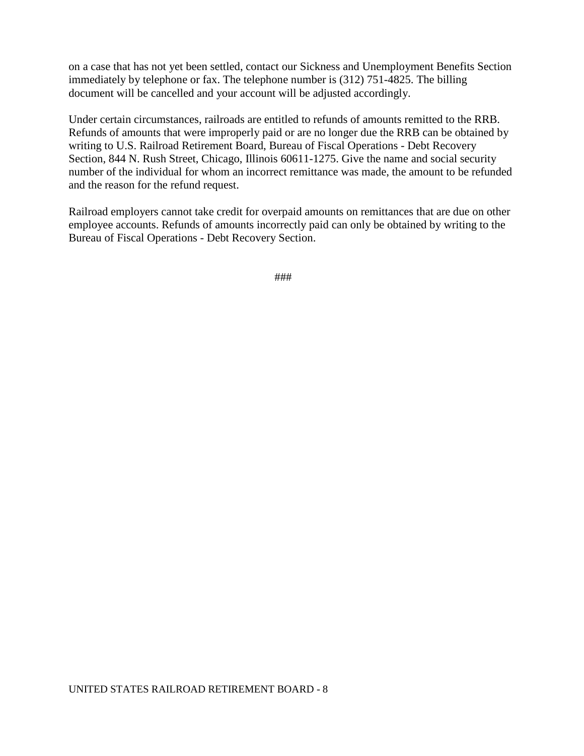on a case that has not yet been settled, contact our Sickness and Unemployment Benefits Section immediately by telephone or fax. The telephone number is (312) 751-4825. The billing document will be cancelled and your account will be adjusted accordingly.

Under certain circumstances, railroads are entitled to refunds of amounts remitted to the RRB. Refunds of amounts that were improperly paid or are no longer due the RRB can be obtained by writing to U.S. Railroad Retirement Board, Bureau of Fiscal Operations - Debt Recovery Section, 844 N. Rush Street, Chicago, Illinois 60611-1275. Give the name and social security number of the individual for whom an incorrect remittance was made, the amount to be refunded and the reason for the refund request.

Railroad employers cannot take credit for overpaid amounts on remittances that are due on other employee accounts. Refunds of amounts incorrectly paid can only be obtained by writing to the Bureau of Fiscal Operations - Debt Recovery Section.

###